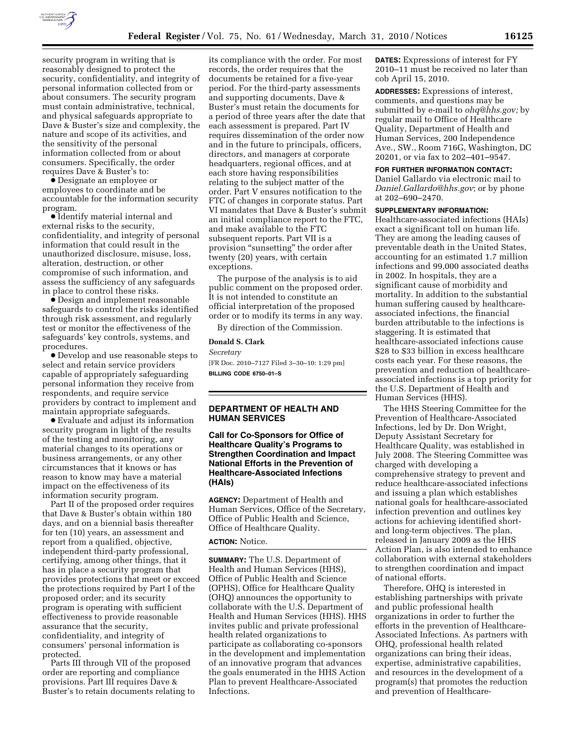security program in writing that is reasonably designed to protect the security, confidentiality, and integrity of personal information collected from or about consumers. The security program must contain administrative, technical, and physical safeguards appropriate to Dave & Buster's size and complexity, the nature and scope of its activities, and the sensitivity of the personal information collected from or about consumers. Specifically, the order requires Dave & Buster's to:

- Designate an employee or employees to coordinate and be accountable for the information security program.
- Identify material internal and external risks to the security, confidentiality, and integrity of personal information that could result in the unauthorized disclosure, misuse, loss, alteration, destruction, or other compromise of such information, and assess the sufficiency of any safeguards in place to control these risks.
- Design and implement reasonable safeguards to control the risks identified through risk assessment, and regularly test or monitor the effectiveness of the safeguards' key controls, systems, and procedures.
- Develop and use reasonable steps to select and retain service providers capable of appropriately safeguarding personal information they receive from respondents, and require service providers by contract to implement and maintain appropriate safeguards.
- Evaluate and adjust its information security program in light of the results of the testing and monitoring, any material changes to its operations or business arrangements, or any other circumstances that it knows or has reason to know may have a material impact on the effectiveness of its information security program.

Part II of the proposed order requires that Dave & Buster's obtain within 180 days, and on a biennial basis thereafter for ten (10) years, an assessment and report from a qualified, objective, independent third-party professional, certifying, among other things, that it has in place a security program that provides protections that meet or exceed the protections required by Part I of the proposed order; and its security program is operating with sufficient effectiveness to provide reasonable assurance that the security, confidentiality, and integrity of consumers' personal information is protected.

Parts III through VII of the proposed order are reporting and compliance provisions. Part III requires Dave & Buster's to retain documents relating to its compliance with the order. For most records, the order requires that the documents be retained for a five-year period. For the third-party assessments and supporting documents, Dave & Buster's must retain the documents for a period of three years after the date that each assessment is prepared. Part IV requires dissemination of the order now and in the future to principals, officers, directors, and managers at corporate headquarters, regional offices, and at each store having responsibilities relating to the subject matter of the order. Part V ensures notification to the FTC of changes in corporate status. Part VI mandates that Dave & Buster's submit an initial compliance report to the FTC, and make available to the FTC subsequent reports. Part VII is a provision "sunsetting" the order after twenty (20) years, with certain exceptions.

The purpose of the analysis is to aid public comment on the proposed order. It is not intended to constitute an official interpretation of the proposed order or to modify its terms in any way.

By direction of the Commission.

**Donald S. Clark**

*Secretary*

[FR Doc. 2010–7127 Filed 3–30–10: 1:29 pm]

**BILLING CODE 6750–01–S**

## DEPARTMENT OF HEALTH AND HUMAN SERVICES

### Call for Co-Sponsors for Office of Healthcare Quality's Programs to Strengthen Coordination and Impact National Efforts in the Prevention of Healthcare-Associated Infections (HAIs)

**AGENCY:** Department of Health and Human Services, Office of the Secretary, Office of Public Health and Science, Office of Healthcare Quality.

**ACTION:** Notice.

**SUMMARY:** The U.S. Department of Health and Human Services (HHS), Office of Public Health and Science (OPHS), Office for Healthcare Quality (OHQ) announces the opportunity to collaborate with the U.S. Department of Health and Human Services (HHS). HHS invites public and private professional health related organizations to participate as collaborating co-sponsors in the development and implementation of an innovative program that advances the goals enumerated in the HHS Action Plan to prevent Healthcare-Associated Infections.

**DATES:** Expressions of interest for FY 2010–11 must be received no later than cob April 15, 2010.

**ADDRESSES:** Expressions of interest, comments, and questions may be submitted by e-mail to *ohq@hhs.gov;* by regular mail to Office of Healthcare Quality, Department of Health and Human Services, 200 Independence Ave., SW., Room 716G, Washington, DC 20201, or via fax to 202–401–9547.

**FOR FURTHER INFORMATION CONTACT:** Daniel Gallardo via electronic mail to *Daniel.Gallardo@hhs.gov*; or by phone at 202–690–2470.

**SUPPLEMENTARY INFORMATION:**

Healthcare-associated infections (HAIs) exact a significant toll on human life. They are among the leading causes of preventable death in the United States, accounting for an estimated 1.7 million infections and 99,000 associated deaths in 2002. In hospitals, they are a significant cause of morbidity and mortality. In addition to the substantial human suffering caused by healthcare-associated infections, the financial burden attributable to the infections is staggering. It is estimated that healthcare-associated infections cause $28 to $33 billion in excess healthcare costs each year. For these reasons, the prevention and reduction of healthcare-associated infections is a top priority for the U.S. Department of Health and Human Services (HHS).

The HHS Steering Committee for the Prevention of Healthcare-Associated Infections, led by Dr. Don Wright, Deputy Assistant Secretary for Healthcare Quality, was established in July 2008. The Steering Committee was charged with developing a comprehensive strategy to prevent and reduce healthcare-associated infections and issuing a plan which establishes national goals for healthcare-associated infection prevention and outlines key actions for achieving identified short- and long-term objectives. The plan, released in January 2009 as the HHS Action Plan, is also intended to enhance collaboration with external stakeholders to strengthen coordination and impact of national efforts.

Therefore, OHQ is interested in establishing partnerships with private and public professional health organizations in order to further the efforts in the prevention of Healthcare-Associated Infections. As partners with OHQ, professional health related organizations can bring their ideas, expertise, administrative capabilities, and resources in the development of a program(s) that promotes the reduction and prevention of Healthcare-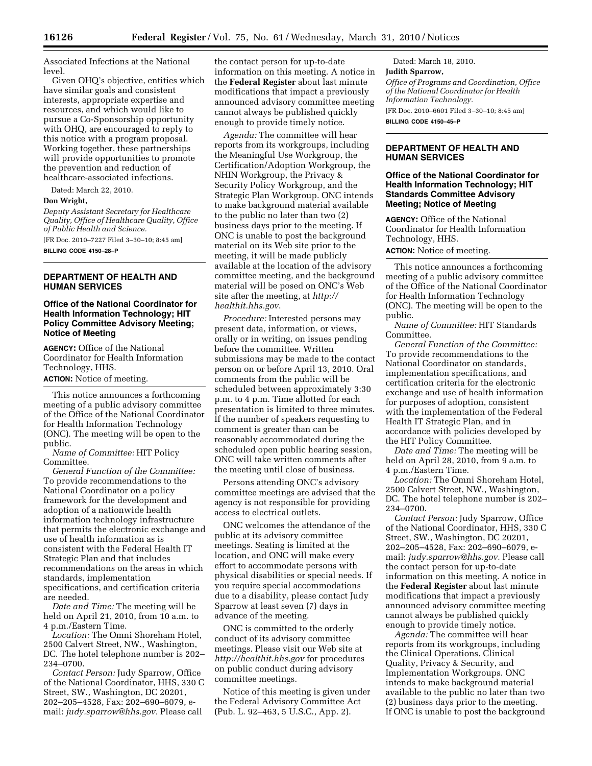Associated Infections at the National level.

Given OHQ's objective, entities which have similar goals and consistent interests, appropriate expertise and resources, and which would like to pursue a Co-Sponsorship opportunity with OHQ, are encouraged to reply to this notice with a program proposal. Working together, these partnerships will provide opportunities to promote the prevention and reduction of healthcare-associated infections.

Dated: March 22, 2010.

**Don Wright,**

*Deputy Assistant Secretary for Healthcare Quality, Office of Healthcare Quality, Office of Public Health and Science.*

[FR Doc. 2010–7227 Filed 3–30–10; 8:45 am]

**BILLING CODE 4150–28–P**

## DEPARTMENT OF HEALTH AND HUMAN SERVICES

### Office of the National Coordinator for Health Information Technology; HIT Policy Committee Advisory Meeting; Notice of Meeting

**AGENCY:** Office of the National Coordinator for Health Information Technology, HHS.

**ACTION:** Notice of meeting.

This notice announces a forthcoming meeting of a public advisory committee of the Office of the National Coordinator for Health Information Technology (ONC). The meeting will be open to the public.

*Name of Committee:* HIT Policy Committee.

*General Function of the Committee:* To provide recommendations to the National Coordinator on a policy framework for the development and adoption of a nationwide health information technology infrastructure that permits the electronic exchange and use of health information as is consistent with the Federal Health IT Strategic Plan and that includes recommendations on the areas in which standards, implementation specifications, and certification criteria are needed.

*Date and Time:* The meeting will be held on April 21, 2010, from 10 a.m. to 4 p.m./Eastern Time.

*Location:* The Omni Shoreham Hotel, 2500 Calvert Street, NW., Washington, DC. The hotel telephone number is 202–234–0700.

*Contact Person:* Judy Sparrow, Office of the National Coordinator, HHS, 330 C Street, SW., Washington, DC 20201, 202–205–4528, Fax: 202–690–6079, e-mail: *judy.sparrow@hhs.gov.* Please call the contact person for up-to-date information on this meeting. A notice in the **Federal Register** about last minute modifications that impact a previously announced advisory committee meeting cannot always be published quickly enough to provide timely notice.

*Agenda:* The committee will hear reports from its workgroups, including the Meaningful Use Workgroup, the Certification/Adoption Workgroup, the NHIN Workgroup, the Privacy & Security Policy Workgroup, and the Strategic Plan Workgroup. ONC intends to make background material available to the public no later than two (2) business days prior to the meeting. If ONC is unable to post the background material on its Web site prior to the meeting, it will be made publicly available at the location of the advisory committee meeting, and the background material will be posed on ONC's Web site after the meeting, at *http://healthit.hhs.gov*.

*Procedure:* Interested persons may present data, information, or views, orally or in writing, on issues pending before the committee. Written submissions may be made to the contact person on or before April 13, 2010. Oral comments from the public will be scheduled between approximately 3:30 p.m. to 4 p.m. Time allotted for each presentation is limited to three minutes. If the number of speakers requesting to comment is greater than can be reasonably accommodated during the scheduled open public hearing session, ONC will take written comments after the meeting until close of business.

Persons attending ONC's advisory committee meetings are advised that the agency is not responsible for providing access to electrical outlets.

ONC welcomes the attendance of the public at its advisory committee meetings. Seating is limited at the location, and ONC will make every effort to accommodate persons with physical disabilities or special needs. If you require special accommodations due to a disability, please contact Judy Sparrow at least seven (7) days in advance of the meeting.

ONC is committed to the orderly conduct of its advisory committee meetings. Please visit our Web site at *http://healthit.hhs.gov* for procedures on public conduct during advisory committee meetings.

Notice of this meeting is given under the Federal Advisory Committee Act (Pub. L. 92–463, 5 U.S.C., App. 2).

Dated: March 18, 2010.

**Judith Sparrow,**

*Office of Programs and Coordination, Office of the National Coordinator for Health Information Technology.*

[FR Doc. 2010–6601 Filed 3–30–10; 8:45 am]

**BILLING CODE 4150–45–P**

## DEPARTMENT OF HEALTH AND HUMAN SERVICES

### Office of the National Coordinator for Health Information Technology; HIT Standards Committee Advisory Meeting; Notice of Meeting

**AGENCY:** Office of the National Coordinator for Health Information Technology, HHS.

**ACTION:** Notice of meeting.

This notice announces a forthcoming meeting of a public advisory committee of the Office of the National Coordinator for Health Information Technology (ONC). The meeting will be open to the public.

*Name of Committee:* HIT Standards Committee.

*General Function of the Committee:* To provide recommendations to the National Coordinator on standards, implementation specifications, and certification criteria for the electronic exchange and use of health information for purposes of adoption, consistent with the implementation of the Federal Health IT Strategic Plan, and in accordance with policies developed by the HIT Policy Committee.

*Date and Time:* The meeting will be held on April 28, 2010, from 9 a.m. to 4 p.m./Eastern Time.

*Location:* The Omni Shoreham Hotel, 2500 Calvert Street, NW., Washington, DC. The hotel telephone number is 202–234–0700.

*Contact Person:* Judy Sparrow, Office of the National Coordinator, HHS, 330 C Street, SW., Washington, DC 20201, 202–205–4528, Fax: 202–690–6079, e-mail: *judy.sparrow@hhs.gov.* Please call the contact person for up-to-date information on this meeting. A notice in the **Federal Register** about last minute modifications that impact a previously announced advisory committee meeting cannot always be published quickly enough to provide timely notice.

*Agenda:* The committee will hear reports from its workgroups, including the Clinical Operations, Clinical Quality, Privacy & Security, and Implementation Workgroups. ONC intends to make background material available to the public no later than two (2) business days prior to the meeting. If ONC is unable to post the background